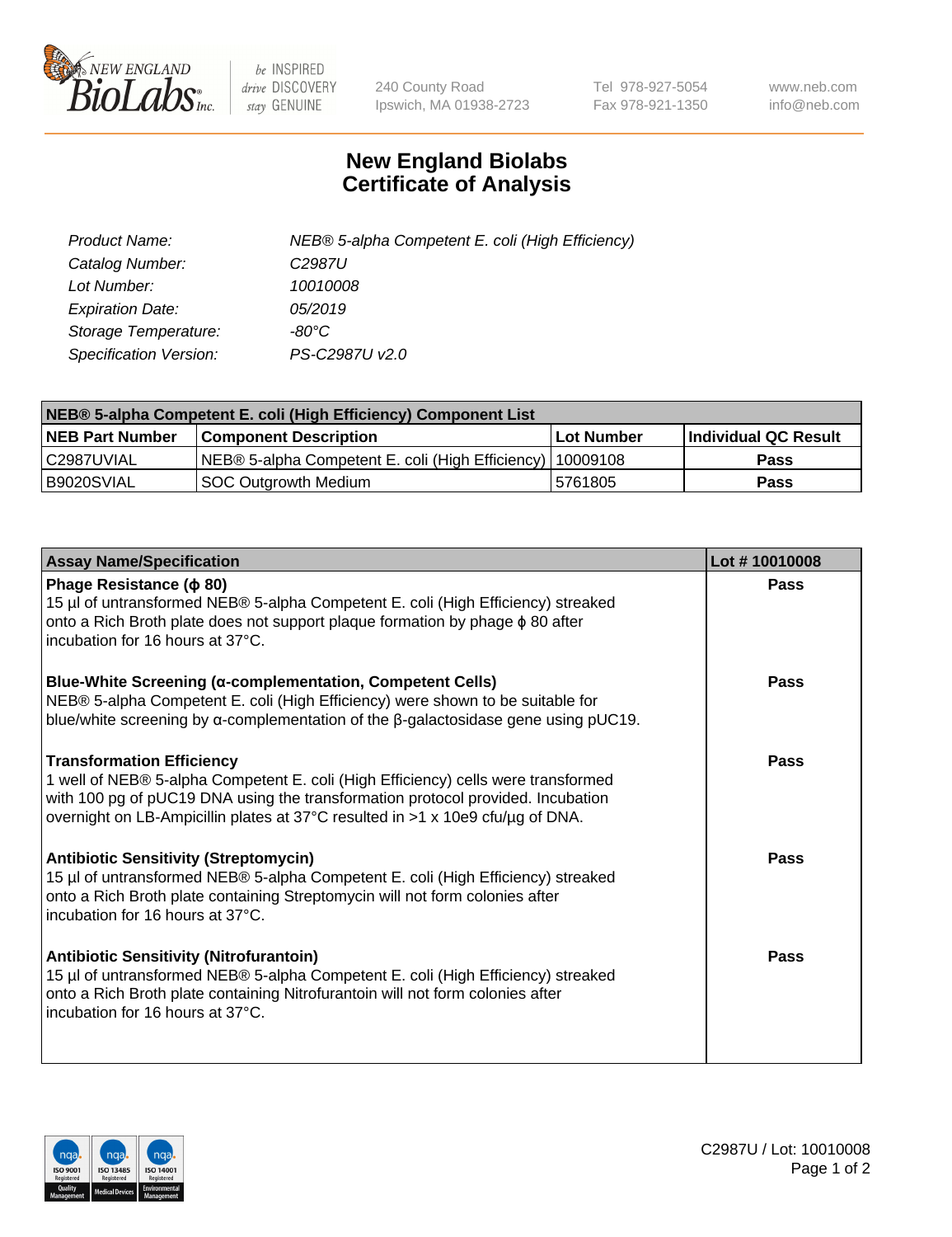NEW ENGLAND BioLabs Inc.

be INSPIRED drive DISCOVERY stay GENUINE

240 County Road
Ipswich, MA 01938-2723

Tel 978-927-5054
Fax 978-921-1350

www.neb.com
info@neb.com

# New England Biolabs Certificate of Analysis

| | |
|---|---|
| *Product Name:* | *NEB® 5-alpha Competent E. coli (High Efficiency)* |
| *Catalog Number:* | *C2987U* |
| *Lot Number:* | *10010008* |
| *Expiration Date:* | *05/2019* |
| *Storage Temperature:* | *-80°C* |
| *Specification Version:* | *PS-C2987U v2.0* |

| NEB® 5-alpha Competent E. coli (High Efficiency) Component List | | | |
|---|---|---|---|
| **NEB Part Number** | **Component Description** | **Lot Number** | **Individual QC Result** |
| C2987UVIAL | NEB® 5-alpha Competent E. coli (High Efficiency) | 10009108 | **Pass** |
| B9020SVIAL | SOC Outgrowth Medium | 5761805 | **Pass** |

| Assay Name/Specification | Lot # 10010008 |
|---|---|
| **Phage Resistance (ϕ 80)**<br>15 µl of untransformed NEB® 5-alpha Competent E. coli (High Efficiency) streaked onto a Rich Broth plate does not support plaque formation by phage ϕ 80 after incubation for 16 hours at 37°C. | **Pass** |
| **Blue-White Screening (α-complementation, Competent Cells)**<br>NEB® 5-alpha Competent E. coli (High Efficiency) were shown to be suitable for blue/white screening by α-complementation of the β-galactosidase gene using pUC19. | **Pass** |
| **Transformation Efficiency**<br>1 well of NEB® 5-alpha Competent E. coli (High Efficiency) cells were transformed with 100 pg of pUC19 DNA using the transformation protocol provided. Incubation overnight on LB-Ampicillin plates at 37°C resulted in >1 x 10e9 cfu/µg of DNA. | **Pass** |
| **Antibiotic Sensitivity (Streptomycin)**<br>15 µl of untransformed NEB® 5-alpha Competent E. coli (High Efficiency) streaked onto a Rich Broth plate containing Streptomycin will not form colonies after incubation for 16 hours at 37°C. | **Pass** |
| **Antibiotic Sensitivity (Nitrofurantoin)**<br>15 µl of untransformed NEB® 5-alpha Competent E. coli (High Efficiency) streaked onto a Rich Broth plate containing Nitrofurantoin will not form colonies after incubation for 16 hours at 37°C. | **Pass** |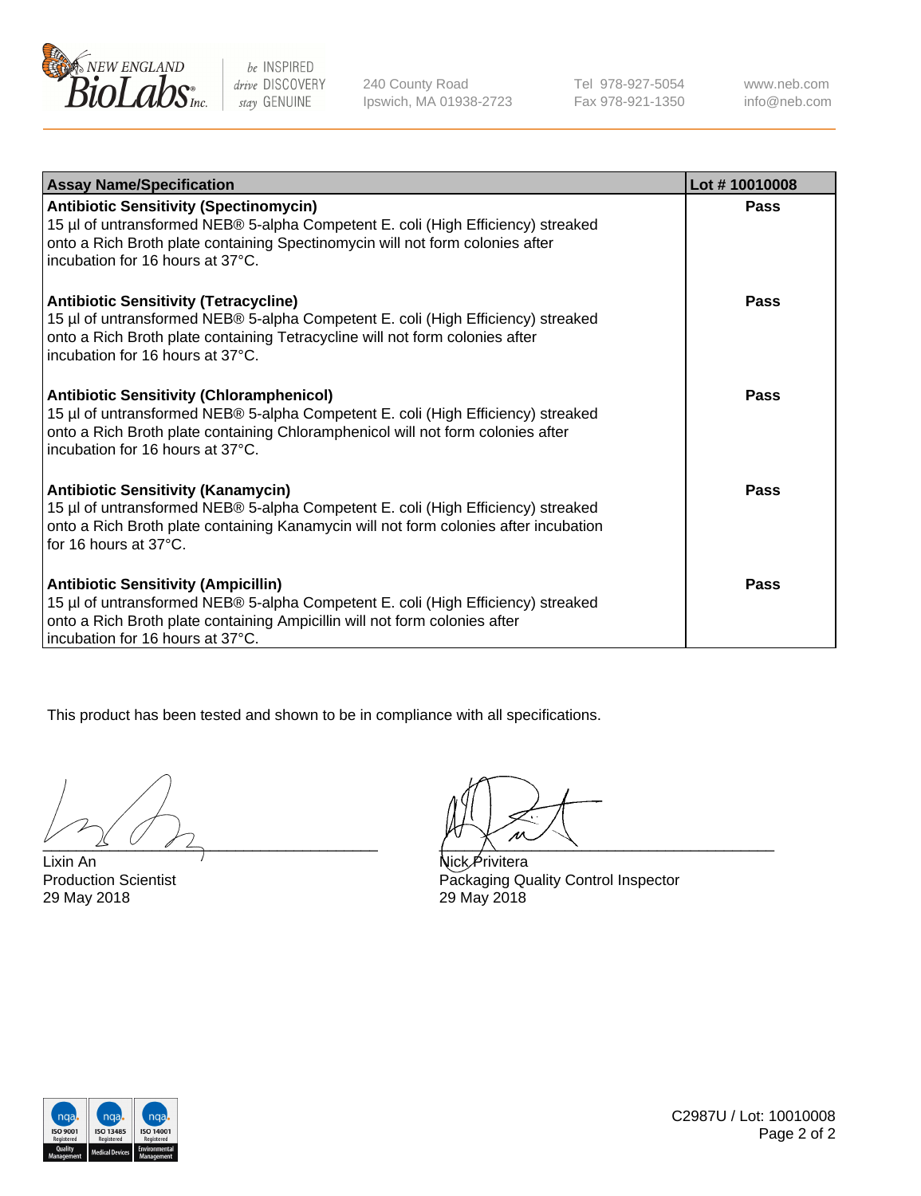NEW ENGLAND BioLabs Inc. | be INSPIRED drive DISCOVERY stay GENUINE | 240 County Road Ipswich, MA 01938-2723 | Tel 978-927-5054 Fax 978-921-1350 | www.neb.com info@neb.com

| Assay Name/Specification | Lot # 10010008 |
|---|---|
| **Antibiotic Sensitivity (Spectinomycin)** 15 µl of untransformed NEB® 5-alpha Competent E. coli (High Efficiency) streaked onto a Rich Broth plate containing Spectinomycin will not form colonies after incubation for 16 hours at 37°C. | **Pass** |
| **Antibiotic Sensitivity (Tetracycline)** 15 µl of untransformed NEB® 5-alpha Competent E. coli (High Efficiency) streaked onto a Rich Broth plate containing Tetracycline will not form colonies after incubation for 16 hours at 37°C. | **Pass** |
| **Antibiotic Sensitivity (Chloramphenicol)** 15 µl of untransformed NEB® 5-alpha Competent E. coli (High Efficiency) streaked onto a Rich Broth plate containing Chloramphenicol will not form colonies after incubation for 16 hours at 37°C. | **Pass** |
| **Antibiotic Sensitivity (Kanamycin)** 15 µl of untransformed NEB® 5-alpha Competent E. coli (High Efficiency) streaked onto a Rich Broth plate containing Kanamycin will not form colonies after incubation for 16 hours at 37°C. | **Pass** |
| **Antibiotic Sensitivity (Ampicillin)** 15 µl of untransformed NEB® 5-alpha Competent E. coli (High Efficiency) streaked onto a Rich Broth plate containing Ampicillin will not form colonies after incubation for 16 hours at 37°C. | **Pass** |

This product has been tested and shown to be in compliance with all specifications.

Lixin An
Production Scientist
29 May 2018

Nick Privitera
Packaging Quality Control Inspector
29 May 2018

C2987U / Lot: 10010008